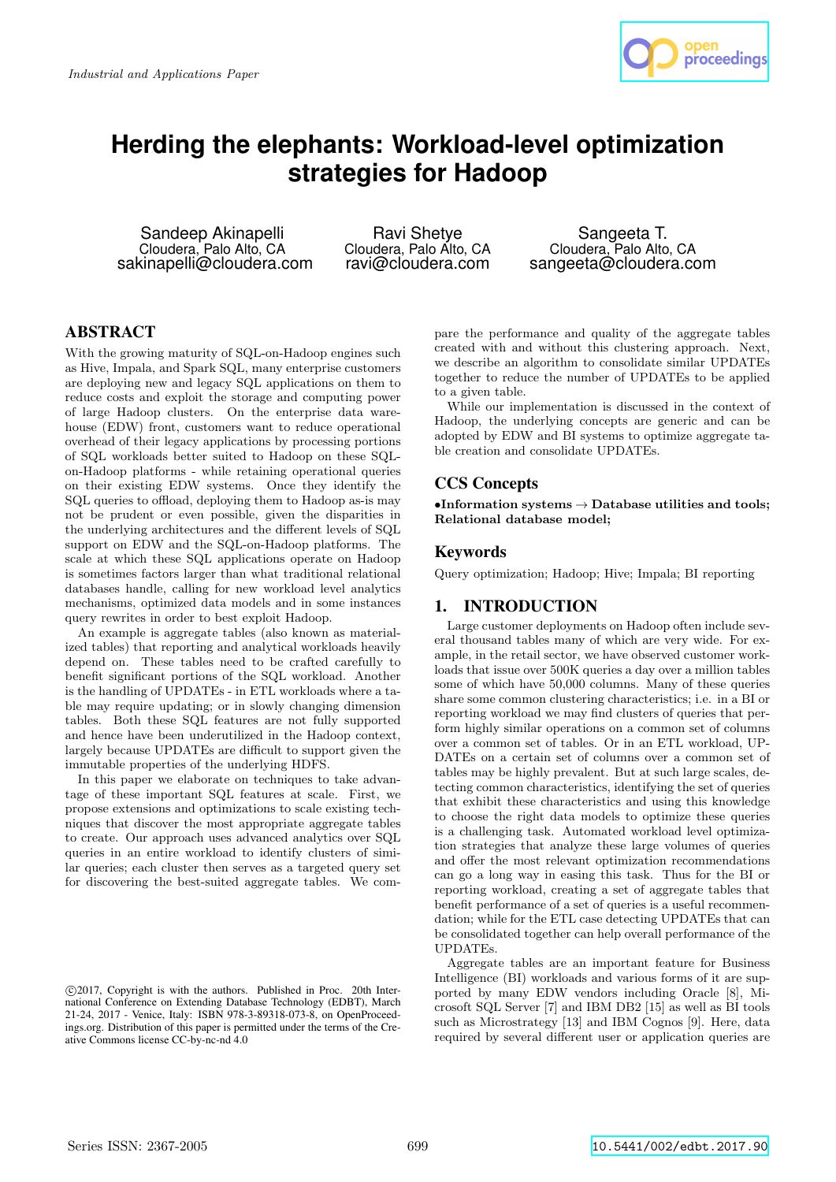*Industrial and Applications Paper*

# Herding the elephants: Workload-level optimization strategies for Hadoop

Sandeep Akinapelli
Cloudera, Palo Alto, CA
sakinapelli@cloudera.com

Ravi Shetye
Cloudera, Palo Alto, CA
ravi@cloudera.com

Sangeeta T.
Cloudera, Palo Alto, CA
sangeeta@cloudera.com

## ABSTRACT

With the growing maturity of SQL-on-Hadoop engines such as Hive, Impala, and Spark SQL, many enterprise customers are deploying new and legacy SQL applications on them to reduce costs and exploit the storage and computing power of large Hadoop clusters. On the enterprise data warehouse (EDW) front, customers want to reduce operational overhead of their legacy applications by processing portions of SQL workloads better suited to Hadoop on these SQL-on-Hadoop platforms - while retaining operational queries on their existing EDW systems. Once they identify the SQL queries to offload, deploying them to Hadoop as-is may not be prudent or even possible, given the disparities in the underlying architectures and the different levels of SQL support on EDW and the SQL-on-Hadoop platforms. The scale at which these SQL applications operate on Hadoop is sometimes factors larger than what traditional relational databases handle, calling for new workload level analytics mechanisms, optimized data models and in some instances query rewrites in order to best exploit Hadoop.

An example is aggregate tables (also known as materialized tables) that reporting and analytical workloads heavily depend on. These tables need to be crafted carefully to benefit significant portions of the SQL workload. Another is the handling of UPDATEs - in ETL workloads where a table may require updating; or in slowly changing dimension tables. Both these SQL features are not fully supported and hence have been underutilized in the Hadoop context, largely because UPDATEs are difficult to support given the immutable properties of the underlying HDFS.

In this paper we elaborate on techniques to take advantage of these important SQL features at scale. First, we propose extensions and optimizations to scale existing techniques that discover the most appropriate aggregate tables to create. Our approach uses advanced analytics over SQL queries in an entire workload to identify clusters of similar queries; each cluster then serves as a targeted query set for discovering the best-suited aggregate tables. We compare the performance and quality of the aggregate tables created with and without this clustering approach. Next, we describe an algorithm to consolidate similar UPDATEs together to reduce the number of UPDATEs to be applied to a given table.

While our implementation is discussed in the context of Hadoop, the underlying concepts are generic and can be adopted by EDW and BI systems to optimize aggregate table creation and consolidate UPDATEs.

©2017, Copyright is with the authors. Published in Proc. 20th International Conference on Extending Database Technology (EDBT), March 21-24, 2017 - Venice, Italy: ISBN 978-3-89318-073-8, on OpenProceedings.org. Distribution of this paper is permitted under the terms of the Creative Commons license CC-by-nc-nd 4.0

## CCS Concepts

**•Information systems → Database utilities and tools; Relational database model;**

## Keywords

Query optimization; Hadoop; Hive; Impala; BI reporting

## 1. INTRODUCTION

Large customer deployments on Hadoop often include several thousand tables many of which are very wide. For example, in the retail sector, we have observed customer workloads that issue over 500K queries a day over a million tables some of which have 50,000 columns. Many of these queries share some common clustering characteristics; i.e. in a BI or reporting workload we may find clusters of queries that perform highly similar operations on a common set of columns over a common set of tables. Or in an ETL workload, UPDATEs on a certain set of columns over a common set of tables may be highly prevalent. But at such large scales, detecting common characteristics, identifying the set of queries that exhibit these characteristics and using this knowledge to choose the right data models to optimize these queries is a challenging task. Automated workload level optimization strategies that analyze these large volumes of queries and offer the most relevant optimization recommendations can go a long way in easing this task. Thus for the BI or reporting workload, creating a set of aggregate tables that benefit performance of a set of queries is a useful recommendation; while for the ETL case detecting UPDATEs that can be consolidated together can help overall performance of the UPDATEs.

Aggregate tables are an important feature for Business Intelligence (BI) workloads and various forms of it are supported by many EDW vendors including Oracle [8], Microsoft SQL Server [7] and IBM DB2 [15] as well as BI tools such as Microstrategy [13] and IBM Cognos [9]. Here, data required by several different user or application queries are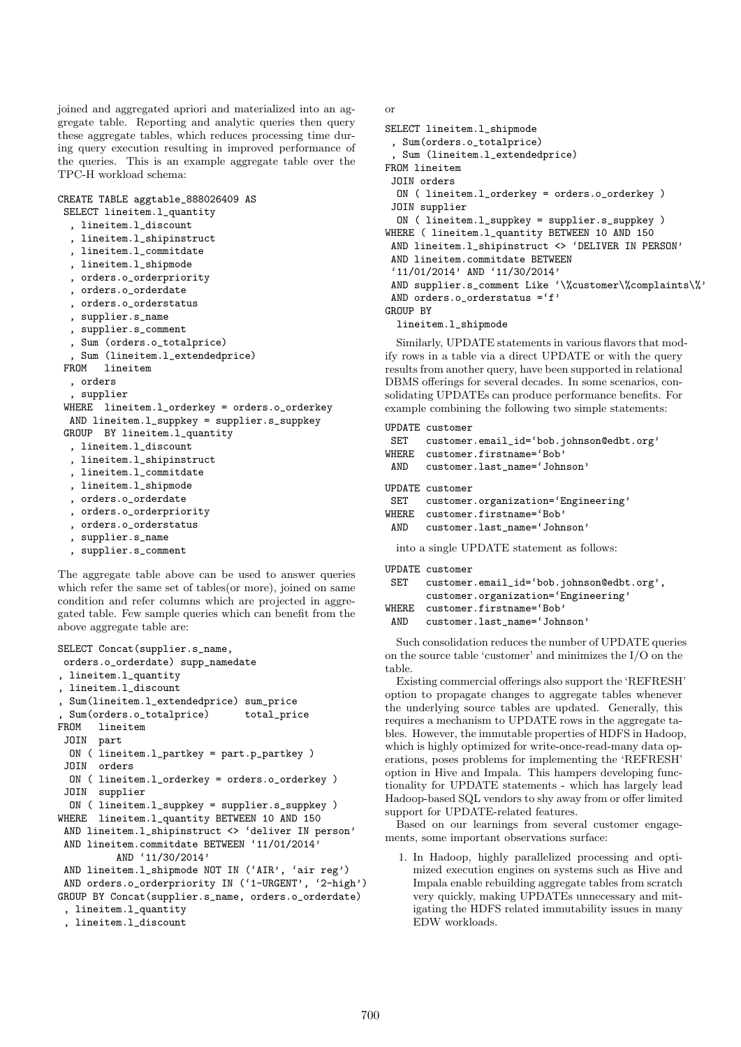joined and aggregated apriori and materialized into an aggregate table. Reporting and analytic queries then query these aggregate tables, which reduces processing time during query execution resulting in improved performance of the queries. This is an example aggregate table over the TPC-H workload schema:

```
CREATE TABLE aggtable_888026409 AS
 SELECT lineitem.l_quantity
  , lineitem.l_discount
  , lineitem.l_shipinstruct
  , lineitem.l_commitdate
  , lineitem.l_shipmode
  , orders.o_orderpriority
  , orders.o_orderdate
  , orders.o_orderstatus
  , supplier.s_name
  , supplier.s_comment
  , Sum (orders.o_totalprice)
  , Sum (lineitem.l_extendedprice)
 FROM   lineitem
  , orders
  , supplier
 WHERE  lineitem.l_orderkey = orders.o_orderkey
  AND lineitem.l_suppkey = supplier.s_suppkey
 GROUP  BY lineitem.l_quantity
  , lineitem.l_discount
  , lineitem.l_shipinstruct
  , lineitem.l_commitdate
  , lineitem.l_shipmode
  , orders.o_orderdate
  , orders.o_orderpriority
  , orders.o_orderstatus
  , supplier.s_name
  , supplier.s_comment
```

The aggregate table above can be used to answer queries which refer the same set of tables(or more), joined on same condition and refer columns which are projected in aggregated table. Few sample queries which can benefit from the above aggregate table are:

```
SELECT Concat(supplier.s_name,
 orders.o_orderdate) supp_namedate
, lineitem.l_quantity
, lineitem.l_discount
, Sum(lineitem.l_extendedprice) sum_price
, Sum(orders.o_totalprice)      total_price
FROM   lineitem
 JOIN  part
  ON ( lineitem.l_partkey = part.p_partkey )
 JOIN  orders
  ON ( lineitem.l_orderkey = orders.o_orderkey )
 JOIN  supplier
  ON ( lineitem.l_suppkey = supplier.s_suppkey )
WHERE  lineitem.l_quantity BETWEEN 10 AND 150
 AND lineitem.l_shipinstruct <> 'deliver IN person'
 AND lineitem.commitdate BETWEEN '11/01/2014'
         AND '11/30/2014'
 AND lineitem.l_shipmode NOT IN ('AIR', 'air reg')
 AND orders.o_orderpriority IN ('1-URGENT', '2-high')
GROUP BY Concat(supplier.s_name, orders.o_orderdate)
 , lineitem.l_quantity
 , lineitem.l_discount
```

or

```
SELECT lineitem.l_shipmode
 , Sum(orders.o_totalprice)
 , Sum (lineitem.l_extendedprice)
FROM lineitem
 JOIN orders
  ON ( lineitem.l_orderkey = orders.o_orderkey )
 JOIN supplier
  ON ( lineitem.l_suppkey = supplier.s_suppkey )
WHERE ( lineitem.l_quantity BETWEEN 10 AND 150
 AND lineitem.l_shipinstruct <> 'DELIVER IN PERSON'
 AND lineitem.commitdate BETWEEN
 '11/01/2014' AND '11/30/2014'
 AND supplier.s_comment Like '\%customer\%complaints\%'
 AND orders.o_orderstatus ='f'
GROUP BY
  lineitem.l_shipmode
```

Similarly, UPDATE statements in various flavors that modify rows in a table via a direct UPDATE or with the query results from another query, have been supported in relational DBMS offerings for several decades. In some scenarios, consolidating UPDATEs can produce performance benefits. For example combining the following two simple statements:

```
UPDATE customer
 SET   customer.email_id='bob.johnson@edbt.org'
WHERE  customer.firstname='Bob'
 AND   customer.last_name='Johnson'

UPDATE customer
 SET   customer.organization='Engineering'
WHERE  customer.firstname='Bob'
 AND   customer.last_name='Johnson'
```

into a single UPDATE statement as follows:

```
UPDATE customer
 SET   customer.email_id='bob.johnson@edbt.org',
       customer.organization='Engineering'
WHERE  customer.firstname='Bob'
 AND   customer.last_name='Johnson'
```

Such consolidation reduces the number of UPDATE queries on the source table 'customer' and minimizes the I/O on the table.

Existing commercial offerings also support the 'REFRESH' option to propagate changes to aggregate tables whenever the underlying source tables are updated. Generally, this requires a mechanism to UPDATE rows in the aggregate tables. However, the immutable properties of HDFS in Hadoop, which is highly optimized for write-once-read-many data operations, poses problems for implementing the 'REFRESH' option in Hive and Impala. This hampers developing functionality for UPDATE statements - which has largely lead Hadoop-based SQL vendors to shy away from or offer limited support for UPDATE-related features.

Based on our learnings from several customer engagements, some important observations surface:

1. In Hadoop, highly parallelized processing and optimized execution engines on systems such as Hive and Impala enable rebuilding aggregate tables from scratch very quickly, making UPDATEs unnecessary and mitigating the HDFS related immutability issues in many EDW workloads.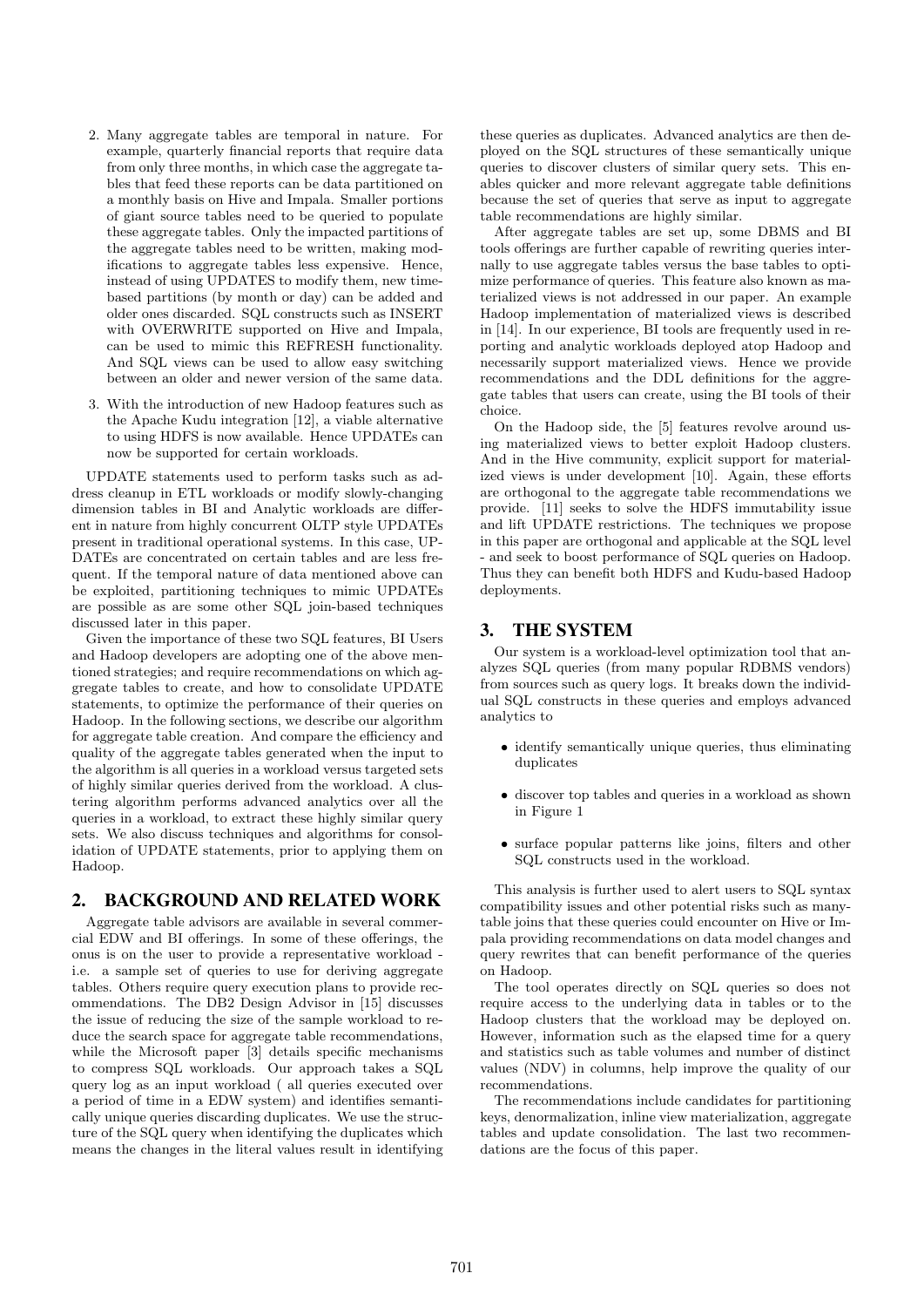2. Many aggregate tables are temporal in nature. For example, quarterly financial reports that require data from only three months, in which case the aggregate tables that feed these reports can be data partitioned on a monthly basis on Hive and Impala. Smaller portions of giant source tables need to be queried to populate these aggregate tables. Only the impacted partitions of the aggregate tables need to be written, making modifications to aggregate tables less expensive. Hence, instead of using UPDATES to modify them, new time-based partitions (by month or day) can be added and older ones discarded. SQL constructs such as INSERT with OVERWRITE supported on Hive and Impala, can be used to mimic this REFRESH functionality. And SQL views can be used to allow easy switching between an older and newer version of the same data.

3. With the introduction of new Hadoop features such as the Apache Kudu integration [12], a viable alternative to using HDFS is now available. Hence UPDATEs can now be supported for certain workloads.

UPDATE statements used to perform tasks such as address cleanup in ETL workloads or modify slowly-changing dimension tables in BI and Analytic workloads are different in nature from highly concurrent OLTP style UPDATEs present in traditional operational systems. In this case, UPDATEs are concentrated on certain tables and are less frequent. If the temporal nature of data mentioned above can be exploited, partitioning techniques to mimic UPDATEs are possible as are some other SQL join-based techniques discussed later in this paper.

Given the importance of these two SQL features, BI Users and Hadoop developers are adopting one of the above mentioned strategies; and require recommendations on which aggregate tables to create, and how to consolidate UPDATE statements, to optimize the performance of their queries on Hadoop. In the following sections, we describe our algorithm for aggregate table creation. And compare the efficiency and quality of the aggregate tables generated when the input to the algorithm is all queries in a workload versus targeted sets of highly similar queries derived from the workload. A clustering algorithm performs advanced analytics over all the queries in a workload, to extract these highly similar query sets. We also discuss techniques and algorithms for consolidation of UPDATE statements, prior to applying them on Hadoop.

## 2. BACKGROUND AND RELATED WORK

Aggregate table advisors are available in several commercial EDW and BI offerings. In some of these offerings, the onus is on the user to provide a representative workload - i.e. a sample set of queries to use for deriving aggregate tables. Others require query execution plans to provide recommendations. The DB2 Design Advisor in [15] discusses the issue of reducing the size of the sample workload to reduce the search space for aggregate table recommendations, while the Microsoft paper [3] details specific mechanisms to compress SQL workloads. Our approach takes a SQL query log as an input workload ( all queries executed over a period of time in a EDW system) and identifies semantically unique queries discarding duplicates. We use the structure of the SQL query when identifying the duplicates which means the changes in the literal values result in identifying these queries as duplicates. Advanced analytics are then deployed on the SQL structures of these semantically unique queries to discover clusters of similar query sets. This enables quicker and more relevant aggregate table definitions because the set of queries that serve as input to aggregate table recommendations are highly similar.

After aggregate tables are set up, some DBMS and BI tools offerings are further capable of rewriting queries internally to use aggregate tables versus the base tables to optimize performance of queries. This feature also known as materialized views is not addressed in our paper. An example Hadoop implementation of materialized views is described in [14]. In our experience, BI tools are frequently used in reporting and analytic workloads deployed atop Hadoop and necessarily support materialized views. Hence we provide recommendations and the DDL definitions for the aggregate tables that users can create, using the BI tools of their choice.

On the Hadoop side, the [5] features revolve around using materialized views to better exploit Hadoop clusters. And in the Hive community, explicit support for materialized views is under development [10]. Again, these efforts are orthogonal to the aggregate table recommendations we provide. [11] seeks to solve the HDFS immutability issue and lift UPDATE restrictions. The techniques we propose in this paper are orthogonal and applicable at the SQL level - and seek to boost performance of SQL queries on Hadoop. Thus they can benefit both HDFS and Kudu-based Hadoop deployments.

## 3. THE SYSTEM

Our system is a workload-level optimization tool that analyzes SQL queries (from many popular RDBMS vendors) from sources such as query logs. It breaks down the individual SQL constructs in these queries and employs advanced analytics to

- identify semantically unique queries, thus eliminating duplicates
- discover top tables and queries in a workload as shown in Figure 1
- surface popular patterns like joins, filters and other SQL constructs used in the workload.

This analysis is further used to alert users to SQL syntax compatibility issues and other potential risks such as many-table joins that these queries could encounter on Hive or Impala providing recommendations on data model changes and query rewrites that can benefit performance of the queries on Hadoop.

The tool operates directly on SQL queries so does not require access to the underlying data in tables or to the Hadoop clusters that the workload may be deployed on. However, information such as the elapsed time for a query and statistics such as table volumes and number of distinct values (NDV) in columns, help improve the quality of our recommendations.

The recommendations include candidates for partitioning keys, denormalization, inline view materialization, aggregate tables and update consolidation. The last two recommendations are the focus of this paper.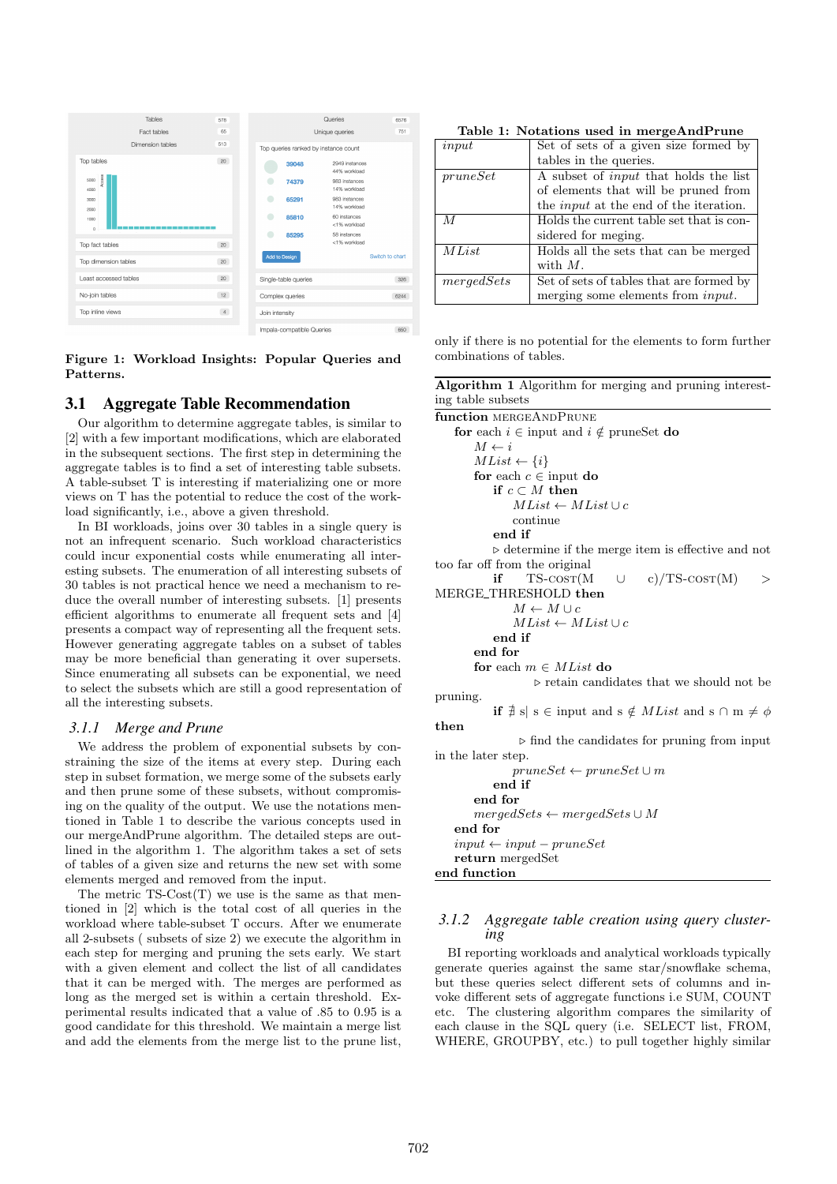Figure 1: Workload Insights: Popular Queries and Patterns.

### 3.1 Aggregate Table Recommendation

Our algorithm to determine aggregate tables, is similar to [2] with a few important modifications, which are elaborated in the subsequent sections. The first step in determining the aggregate tables is to find a set of interesting table subsets. A table-subset T is interesting if materializing one or more views on T has the potential to reduce the cost of the workload significantly, i.e., above a given threshold.

In BI workloads, joins over 30 tables in a single query is not an infrequent scenario. Such workload characteristics could incur exponential costs while enumerating all interesting subsets. The enumeration of all interesting subsets of 30 tables is not practical hence we need a mechanism to reduce the overall number of interesting subsets. [1] presents efficient algorithms to enumerate all frequent sets and [4] presents a compact way of representing all the frequent sets. However generating aggregate tables on a subset of tables may be more beneficial than generating it over supersets. Since enumerating all subsets can be exponential, we need to select the subsets which are still a good representation of all the interesting subsets.

#### 3.1.1 Merge and Prune

We address the problem of exponential subsets by constraining the size of the items at every step. During each step in subset formation, we merge some of the subsets early and then prune some of these subsets, without compromising on the quality of the output. We use the notations mentioned in Table 1 to describe the various concepts used in our mergeAndPrune algorithm. The detailed steps are outlined in the algorithm 1. The algorithm takes a set of sets of tables of a given size and returns the new set with some elements merged and removed from the input.

The metric TS-Cost(T) we use is the same as that mentioned in [2] which is the total cost of all queries in the workload where table-subset T occurs. After we enumerate all 2-subsets ( subsets of size 2) we execute the algorithm in each step for merging and pruning the sets early. We start with a given element and collect the list of all candidates that it can be merged with. The merges are performed as long as the merged set is within a certain threshold. Experimental results indicated that a value of .85 to 0.95 is a good candidate for this threshold. We maintain a merge list and add the elements from the merge list to the prune list, only if there is no potential for the elements to form further combinations of tables.

**Table 1: Notations used in mergeAndPrune**

| | |
|---|---|
| *input* | Set of sets of a given size formed by tables in the queries. |
| *pruneSet* | A subset of *input* that holds the list of elements that will be pruned from the *input* at the end of the iteration. |
| *M* | Holds the current table set that is considered for meging. |
| *MList* | Holds all the sets that can be merged with *M*. |
| *mergedSets* | Set of sets of tables that are formed by merging some elements from *input*. |

**Algorithm 1** Algorithm for merging and pruning interesting table subsets

```
function MERGEANDPRUNE
    for each i ∈ input and i ∉ pruneSet do
        M ← i
        MList ← {i}
        for each c ∈ input do
            if c ⊂ M then
                MList ← MList ∪ c
                continue
            end if
            ▷ determine if the merge item is effective and not too far off from the original
            if TS-COST(M ∪ c)/TS-COST(M) > MERGE_THRESHOLD then
                M ← M ∪ c
                MList ← MList ∪ c
            end if
        end for
        for each m ∈ MList do
            ▷ retain candidates that we should not be pruning.
            if ∄ s| s ∈ input and s ∉ MList and s ∩ m ≠ ϕ then
                ▷ find the candidates for pruning from input in the later step.
                pruneSet ← pruneSet ∪ m
            end if
        end for
        mergedSets ← mergedSets ∪ M
    end for
    input ← input − pruneSet
    return mergedSet
end function
```

#### 3.1.2 Aggregate table creation using query clustering

BI reporting workloads and analytical workloads typically generate queries against the same star/snowflake schema, but these queries select different sets of columns and invoke different sets of aggregate functions i.e SUM, COUNT etc. The clustering algorithm compares the similarity of each clause in the SQL query (i.e. SELECT list, FROM, WHERE, GROUPBY, etc.) to pull together highly similar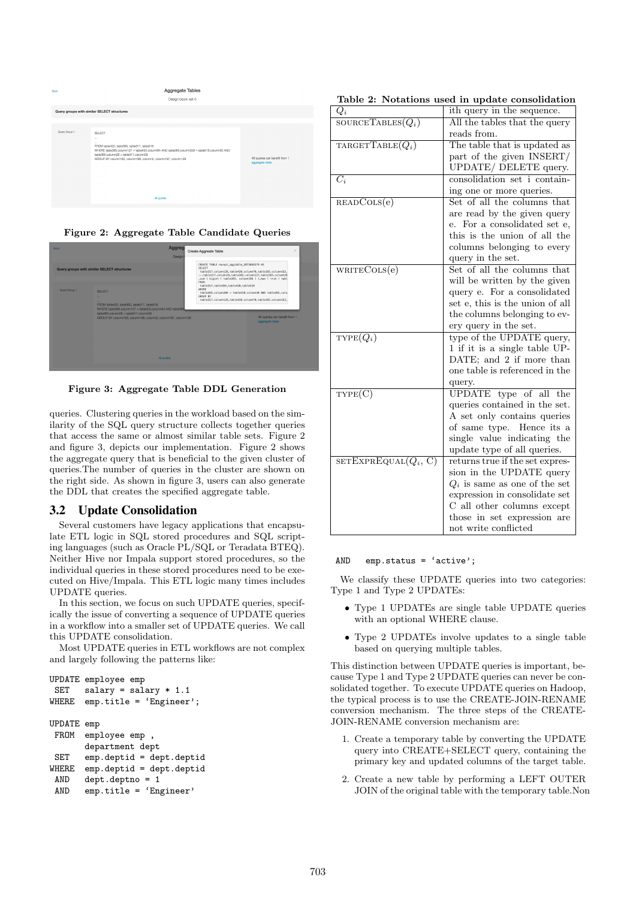Figure 2: Aggregate Table Candidate Queries

Figure 3: Aggregate Table DDL Generation

queries. Clustering queries in the workload based on the similarity of the SQL query structure collects queries together that access the same or almost similar table sets. Figure 2 and figure 3, depicts our implementation. Figure 2 shows the aggregate query that is beneficial to the given cluster of queries.The number of queries in the cluster are shown on the right side. As shown in figure 3, users can also generate the DDL that creates the specified aggregate table.

## 3.2 Update Consolidation

Several customers have legacy applications that encapsulate ETL logic in SQL stored procedures and SQL scripting languages (such as Oracle PL/SQL or Teradata BTEQ). Neither Hive nor Impala support stored procedures, so the individual queries in these stored procedures need to be executed on Hive/Impala. This ETL logic many times includes UPDATE queries.

In this section, we focus on such UPDATE queries, specifically the issue of converting a sequence of UPDATE queries in a workflow into a smaller set of UPDATE queries. We call this UPDATE consolidation.

Most UPDATE queries in ETL workflows are not complex and largely following the patterns like:

```
UPDATE employee emp
 SET   salary = salary * 1.1
WHERE  emp.title = 'Engineer';

UPDATE emp
 FROM  employee emp ,
       department dept
 SET   emp.deptid = dept.deptid
WHERE  emp.deptid = dept.deptid
 AND   dept.deptno = 1
 AND   emp.title = 'Engineer'
 AND   emp.status = 'active';
```

**Table 2: Notations used in update consolidation**

| | |
|---|---|
| $Q_i$ | ith query in the sequence. |
| SOURCETABLES($Q_i$) | All the tables that the query reads from. |
| TARGETTABLE($Q_i$) | The table that is updated as part of the given INSERT/ UPDATE/ DELETE query. |
| $C_i$ | consolidation set i containing one or more queries. |
| READCOLS(e) | Set of all the columns that are read by the given query e. For a consolidated set e, this is the union of all the columns belonging to every query in the set. |
| WRITECOLS(e) | Set of all the columns that will be written by the given query e. For a consolidated set e, this is the union of all the columns belonging to every query in the set. |
| TYPE($Q_i$) | type of the UPDATE query, 1 if it is a single table UPDATE; and 2 if more than one table is referenced in the query. |
| TYPE(C) | UPDATE type of all the queries contained in the set. A set only contains queries of same type. Hence its a single value indicating the update type of all queries. |
| SETEXPREQUAL($Q_i$, C) | returns true if the set expression in the UPDATE query $Q_i$ is same as one of the set expression in consolidate set C all other columns except those in set expression are not write conflicted |

We classify these UPDATE queries into two categories: Type 1 and Type 2 UPDATEs:

- Type 1 UPDATEs are single table UPDATE queries with an optional WHERE clause.
- Type 2 UPDATEs involve updates to a single table based on querying multiple tables.

This distinction between UPDATE queries is important, because Type 1 and Type 2 UPDATE queries can never be consolidated together. To execute UPDATE queries on Hadoop, the typical process is to use the CREATE-JOIN-RENAME conversion mechanism. The three steps of the CREATE-JOIN-RENAME conversion mechanism are:

1. Create a temporary table by converting the UPDATE query into CREATE+SELECT query, containing the primary key and updated columns of the target table.
2. Create a new table by performing a LEFT OUTER JOIN of the original table with the temporary table.Non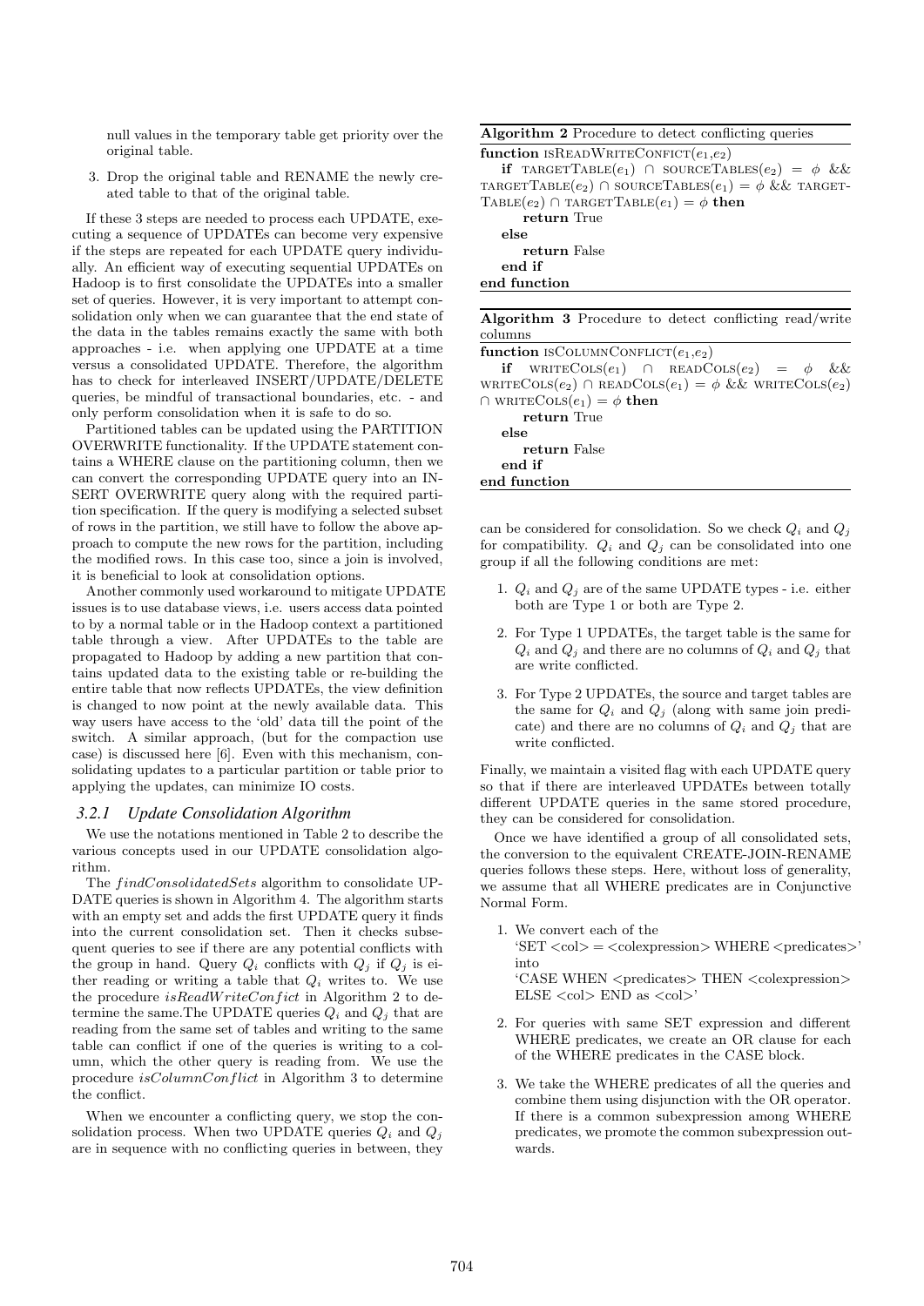null values in the temporary table get priority over the original table.

3. Drop the original table and RENAME the newly created table to that of the original table.

If these 3 steps are needed to process each UPDATE, executing a sequence of UPDATEs can become very expensive if the steps are repeated for each UPDATE query individually. An efficient way of executing sequential UPDATEs on Hadoop is to first consolidate the UPDATEs into a smaller set of queries. However, it is very important to attempt consolidation only when we can guarantee that the end state of the data in the tables remains exactly the same with both approaches - i.e. when applying one UPDATE at a time versus a consolidated UPDATE. Therefore, the algorithm has to check for interleaved INSERT/UPDATE/DELETE queries, be mindful of transactional boundaries, etc. - and only perform consolidation when it is safe to do so.

Partitioned tables can be updated using the PARTITION OVERWRITE functionality. If the UPDATE statement contains a WHERE clause on the partitioning column, then we can convert the corresponding UPDATE query into an INSERT OVERWRITE query along with the required partition specification. If the query is modifying a selected subset of rows in the partition, we still have to follow the above approach to compute the new rows for the partition, including the modified rows. In this case too, since a join is involved, it is beneficial to look at consolidation options.

Another commonly used workaround to mitigate UPDATE issues is to use database views, i.e. users access data pointed to by a normal table or in the Hadoop context a partitioned table through a view. After UPDATEs to the table are propagated to Hadoop by adding a new partition that contains updated data to the existing table or re-building the entire table that now reflects UPDATEs, the view definition is changed to now point at the newly available data. This way users have access to the 'old' data till the point of the switch. A similar approach, (but for the compaction use case) is discussed here [6]. Even with this mechanism, consolidating updates to a particular partition or table prior to applying the updates, can minimize IO costs.

### 3.2.1 Update Consolidation Algorithm

We use the notations mentioned in Table 2 to describe the various concepts used in our UPDATE consolidation algorithm.

The *findConsolidatedSets* algorithm to consolidate UPDATE queries is shown in Algorithm 4. The algorithm starts with an empty set and adds the first UPDATE query it finds into the current consolidation set. Then it checks subsequent queries to see if there are any potential conflicts with the group in hand. Query $Q_i$ conflicts with $Q_j$ if $Q_j$ is either reading or writing a table that $Q_i$ writes to. We use the procedure *isReadWriteConfict* in Algorithm 2 to determine the same.The UPDATE queries $Q_i$ and $Q_j$ that are reading from the same set of tables and writing to the same table can conflict if one of the queries is writing to a column, which the other query is reading from. We use the procedure *isColumnConflict* in Algorithm 3 to determine the conflict.

When we encounter a conflicting query, we stop the consolidation process. When two UPDATE queries $Q_i$ and $Q_j$ are in sequence with no conflicting queries in between, they

**Algorithm 2** Procedure to detect conflicting queries

```
function isReadWriteConfict(e1,e2)
    if targetTable(e1) ∩ sourceTables(e2) = φ &&
    targetTable(e2) ∩ sourceTables(e1) = φ && targetTable(e2) ∩ targetTable(e1) = φ then
        return True
    else
        return False
    end if
end function
```

**Algorithm 3** Procedure to detect conflicting read/write columns

```
function isColumnConflict(e1,e2)
    if writeCols(e1) ∩ readCols(e2) = φ &&
    writeCols(e2) ∩ readCols(e1) = φ && writeCols(e2) ∩ writeCols(e1) = φ then
        return True
    else
        return False
    end if
end function
```

can be considered for consolidation. So we check $Q_i$ and $Q_j$ for compatibility. $Q_i$ and $Q_j$ can be consolidated into one group if all the following conditions are met:

1. $Q_i$ and $Q_j$ are of the same UPDATE types - i.e. either both are Type 1 or both are Type 2.
2. For Type 1 UPDATEs, the target table is the same for $Q_i$ and $Q_j$ and there are no columns of $Q_i$ and $Q_j$ that are write conflicted.
3. For Type 2 UPDATEs, the source and target tables are the same for $Q_i$ and $Q_j$ (along with same join predicate) and there are no columns of $Q_i$ and $Q_j$ that are write conflicted.

Finally, we maintain a visited flag with each UPDATE query so that if there are interleaved UPDATEs between totally different UPDATE queries in the same stored procedure, they can be considered for consolidation.

Once we have identified a group of all consolidated sets, the conversion to the equivalent CREATE-JOIN-RENAME queries follows these steps. Here, without loss of generality, we assume that all WHERE predicates are in Conjunctive Normal Form.

1. We convert each of the 'SET <col> = <colexpression> WHERE <predicates>' into 'CASE WHEN <predicates> THEN <colexpression> ELSE <col> END as <col>'
2. For queries with same SET expression and different WHERE predicates, we create an OR clause for each of the WHERE predicates in the CASE block.
3. We take the WHERE predicates of all the queries and combine them using disjunction with the OR operator. If there is a common subexpression among WHERE predicates, we promote the common subexpression outwards.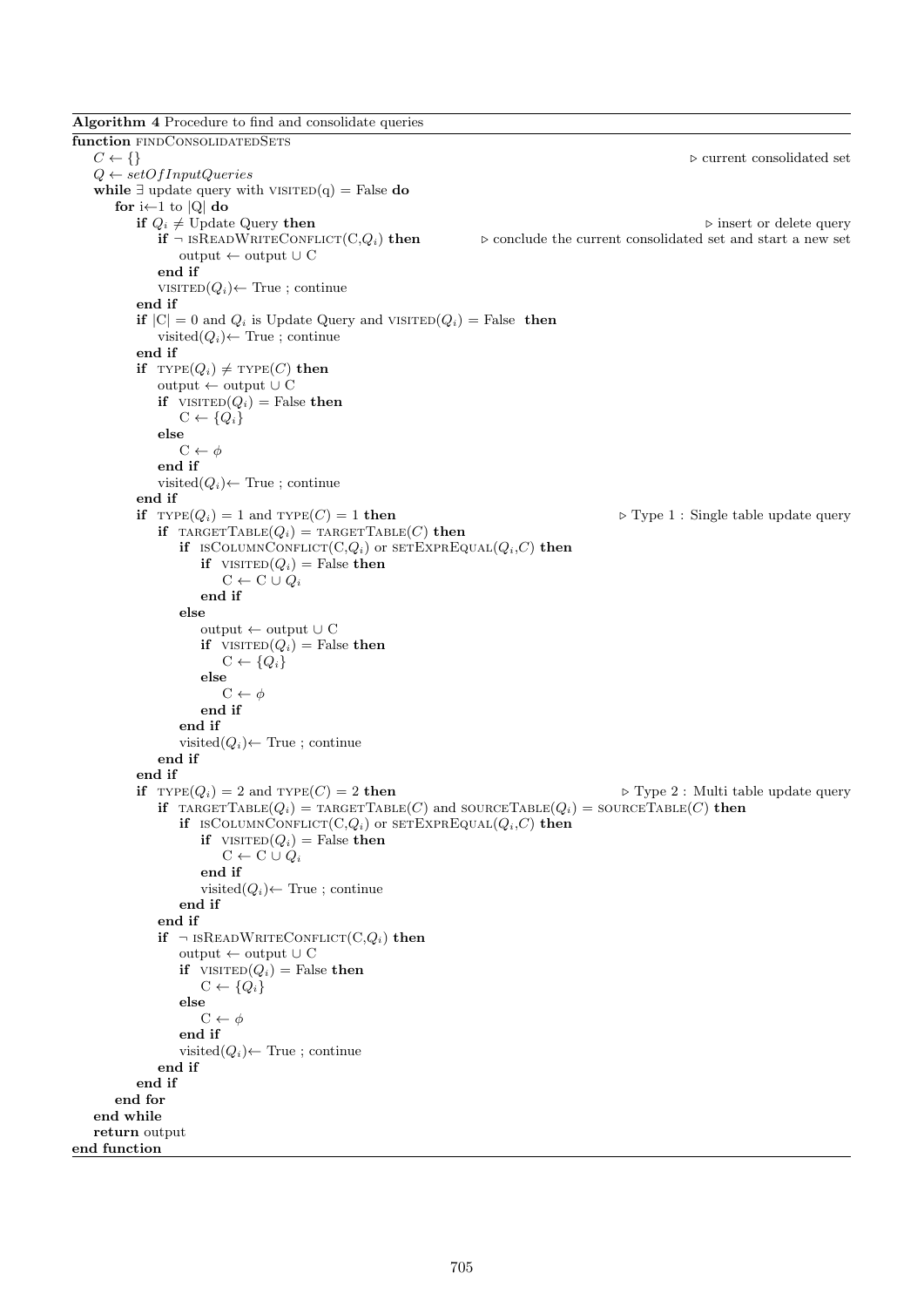**Algorithm 4** Procedure to find and consolidate queries

```
function FINDCONSOLIDATEDSETS
    C ← {}                                                          ▷ current consolidated set
    Q ← setOfInputQueries
    while ∃ update query with VISITED(q) = False do
        for i←1 to |Q| do
            if Q_i ≠ Update Query then                                   ▷ insert or delete query
                if ¬ ISREADWRITECONFLICT(C,Q_i) then    ▷ conclude the current consolidated set and start a new set
                    output ← output ∪ C
                end if
                VISITED(Q_i)← True ; continue
            end if
            if |C| = 0 and Q_i is Update Query and VISITED(Q_i) = False then
                visited(Q_i)← True ; continue
            end if
            if TYPE(Q_i) ≠ TYPE(C) then
                output ← output ∪ C
                if VISITED(Q_i) = False then
                    C ← {Q_i}
                else
                    C ← φ
                end if
                visited(Q_i)← True ; continue
            end if
            if TYPE(Q_i) = 1 and TYPE(C) = 1 then                ▷ Type 1 : Single table update query
                if TARGETTABLE(Q_i) = TARGETTABLE(C) then
                    if ISCOLUMNCONFLICT(C,Q_i) or SETEXPREQUAL(Q_i,C) then
                        if VISITED(Q_i) = False then
                            C ← C ∪ Q_i
                        end if
                    else
                        output ← output ∪ C
                        if VISITED(Q_i) = False then
                            C ← {Q_i}
                        else
                            C ← φ
                        end if
                    end if
                    visited(Q_i)← True ; continue
                end if
            end if
            if TYPE(Q_i) = 2 and TYPE(C) = 2 then                 ▷ Type 2 : Multi table update query
                if TARGETTABLE(Q_i) = TARGETTABLE(C) and SOURCETABLE(Q_i) = SOURCETABLE(C) then
                    if ISCOLUMNCONFLICT(C,Q_i) or SETEXPREQUAL(Q_i,C) then
                        if VISITED(Q_i) = False then
                            C ← C ∪ Q_i
                        end if
                        visited(Q_i)← True ; continue
                    end if
                end if
                if ¬ ISREADWRITECONFLICT(C,Q_i) then
                    output ← output ∪ C
                    if VISITED(Q_i) = False then
                        C ← {Q_i}
                    else
                        C ← φ
                    end if
                    visited(Q_i)← True ; continue
                end if
            end if
        end for
    end while
    return output
end function
```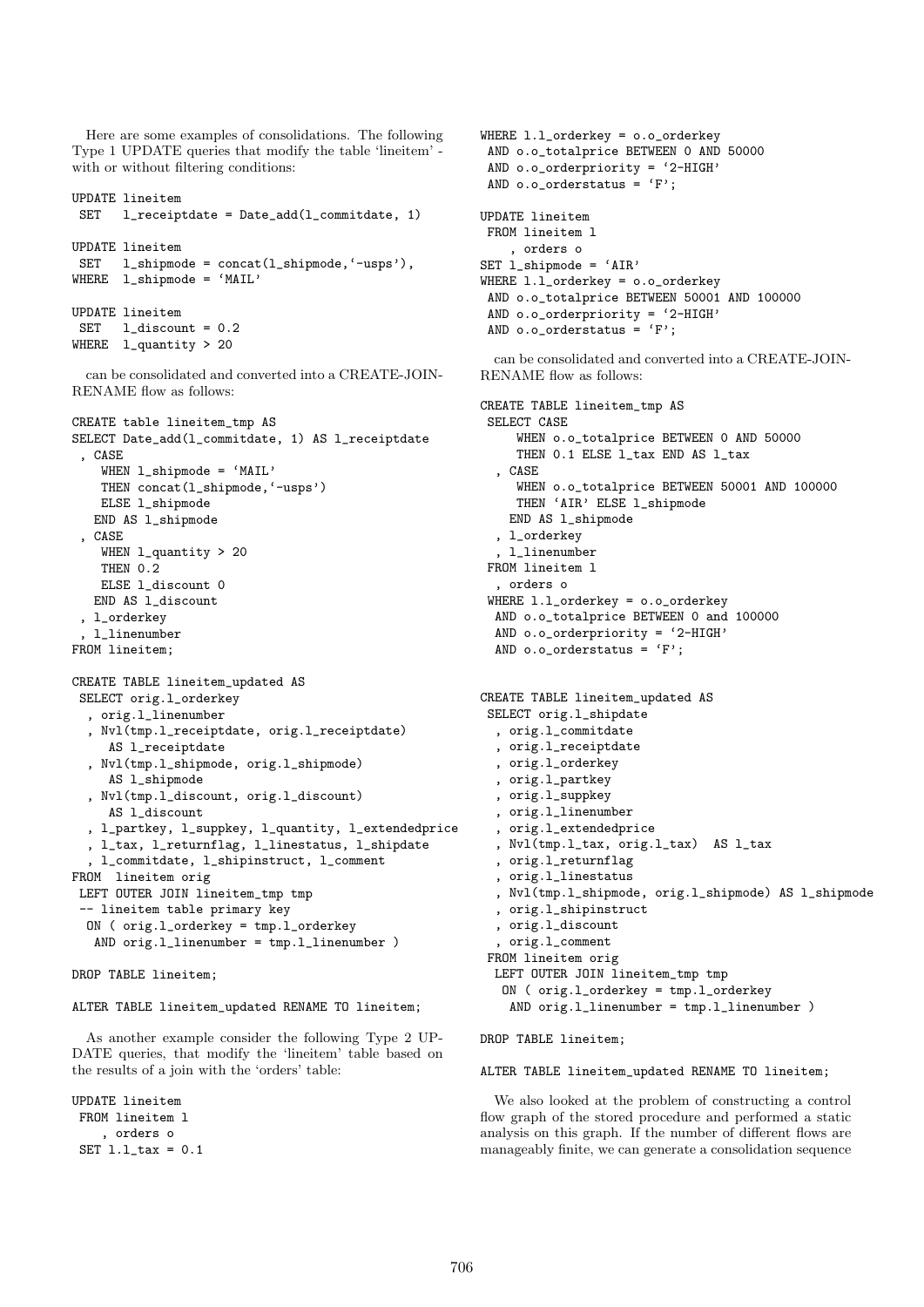Here are some examples of consolidations. The following Type 1 UPDATE queries that modify the table 'lineitem' - with or without filtering conditions:

```
UPDATE lineitem
 SET   l_receiptdate = Date_add(l_commitdate, 1)

UPDATE lineitem
 SET   l_shipmode = concat(l_shipmode,'-usps'),
WHERE  l_shipmode = 'MAIL'

UPDATE lineitem
 SET   l_discount = 0.2
WHERE  l_quantity > 20
```

can be consolidated and converted into a CREATE-JOIN-RENAME flow as follows:

```
CREATE table lineitem_tmp AS
SELECT Date_add(l_commitdate, 1) AS l_receiptdate
 , CASE
    WHEN l_shipmode = 'MAIL'
    THEN concat(l_shipmode,'-usps')
    ELSE l_shipmode
   END AS l_shipmode
 , CASE
    WHEN l_quantity > 20
    THEN 0.2
    ELSE l_discount 0
   END AS l_discount
 , l_orderkey
 , l_linenumber
FROM lineitem;

CREATE TABLE lineitem_updated AS
 SELECT orig.l_orderkey
  , orig.l_linenumber
  , Nvl(tmp.l_receiptdate, orig.l_receiptdate)
     AS l_receiptdate
  , Nvl(tmp.l_shipmode, orig.l_shipmode)
     AS l_shipmode
  , Nvl(tmp.l_discount, orig.l_discount)
     AS l_discount
  , l_partkey, l_suppkey, l_quantity, l_extendedprice
  , l_tax, l_returnflag, l_linestatus, l_shipdate
  , l_commitdate, l_shipinstruct, l_comment
FROM  lineitem orig
 LEFT OUTER JOIN lineitem_tmp tmp
 -- lineitem table primary key
  ON ( orig.l_orderkey = tmp.l_orderkey
   AND orig.l_linenumber = tmp.l_linenumber )

DROP TABLE lineitem;

ALTER TABLE lineitem_updated RENAME TO lineitem;
```

As another example consider the following Type 2 UPDATE queries, that modify the 'lineitem' table based on the results of a join with the 'orders' table:

```
UPDATE lineitem
 FROM lineitem l
    , orders o
 SET l.l_tax = 0.1
WHERE l.l_orderkey = o.o_orderkey
 AND o.o_totalprice BETWEEN 0 AND 50000
 AND o.o_orderpriority = '2-HIGH'
 AND o.o_orderstatus = 'F';

UPDATE lineitem
 FROM lineitem l
    , orders o
SET l_shipmode = 'AIR'
WHERE l.l_orderkey = o.o_orderkey
 AND o.o_totalprice BETWEEN 50001 AND 100000
 AND o.o_orderpriority = '2-HIGH'
 AND o.o_orderstatus = 'F';
```

can be consolidated and converted into a CREATE-JOIN-RENAME flow as follows:

```
CREATE TABLE lineitem_tmp AS
 SELECT CASE
     WHEN o.o_totalprice BETWEEN 0 AND 50000
     THEN 0.1 ELSE l_tax END AS l_tax
  , CASE
     WHEN o.o_totalprice BETWEEN 50001 AND 100000
     THEN 'AIR' ELSE l_shipmode
    END AS l_shipmode
  , l_orderkey
  , l_linenumber
 FROM lineitem l
  , orders o
 WHERE l.l_orderkey = o.o_orderkey
  AND o.o_totalprice BETWEEN 0 and 100000
  AND o.o_orderpriority = '2-HIGH'
  AND o.o_orderstatus = 'F';


CREATE TABLE lineitem_updated AS
 SELECT orig.l_shipdate
  , orig.l_commitdate
  , orig.l_receiptdate
  , orig.l_orderkey
  , orig.l_partkey
  , orig.l_suppkey
  , orig.l_linenumber
  , orig.l_extendedprice
  , Nvl(tmp.l_tax, orig.l_tax)  AS l_tax
  , orig.l_returnflag
  , orig.l_linestatus
  , Nvl(tmp.l_shipmode, orig.l_shipmode) AS l_shipmode
  , orig.l_shipinstruct
  , orig.l_discount
  , orig.l_comment
 FROM lineitem orig
  LEFT OUTER JOIN lineitem_tmp tmp
   ON ( orig.l_orderkey = tmp.l_orderkey
    AND orig.l_linenumber = tmp.l_linenumber )

DROP TABLE lineitem;

ALTER TABLE lineitem_updated RENAME TO lineitem;
```

We also looked at the problem of constructing a control flow graph of the stored procedure and performed a static analysis on this graph. If the number of different flows are manageably finite, we can generate a consolidation sequence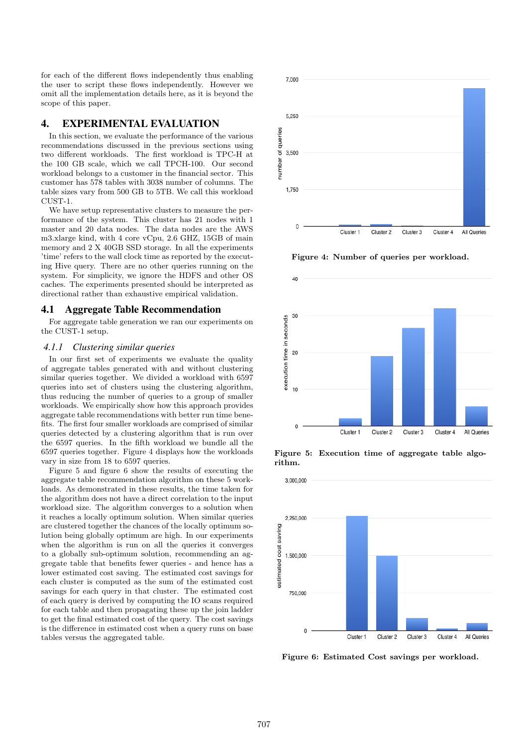for each of the different flows independently thus enabling the user to script these flows independently. However we omit all the implementation details here, as it is beyond the scope of this paper.

# 4. EXPERIMENTAL EVALUATION

In this section, we evaluate the performance of the various recommendations discussed in the previous sections using two different workloads. The first workload is TPC-H at the 100 GB scale, which we call TPCH-100. Our second workload belongs to a customer in the financial sector. This customer has 578 tables with 3038 number of columns. The table sizes vary from 500 GB to 5TB. We call this workload CUST-1.

We have setup representative clusters to measure the performance of the system. This cluster has 21 nodes with 1 master and 20 data nodes. The data nodes are the AWS m3.xlarge kind, with 4 core vCpu, 2.6 GHZ, 15GB of main memory and 2 X 40GB SSD storage. In all the experiments 'time' refers to the wall clock time as reported by the executing Hive query. There are no other queries running on the system. For simplicity, we ignore the HDFS and other OS caches. The experiments presented should be interpreted as directional rather than exhaustive empirical validation.

## 4.1 Aggregate Table Recommendation

For aggregate table generation we ran our experiments on the CUST-1 setup.

### *4.1.1 Clustering similar queries*

In our first set of experiments we evaluate the quality of aggregate tables generated with and without clustering similar queries together. We divided a workload with 6597 queries into set of clusters using the clustering algorithm, thus reducing the number of queries to a group of smaller workloads. We empirically show how this approach provides aggregate table recommendations with better run time benefits. The first four smaller workloads are comprised of similar queries detected by a clustering algorithm that is run over the 6597 queries. In the fifth workload we bundle all the 6597 queries together. Figure 4 displays how the workloads vary in size from 18 to 6597 queries.

Figure 5 and figure 6 show the results of executing the aggregate table recommendation algorithm on these 5 workloads. As demonstrated in these results, the time taken for the algorithm does not have a direct correlation to the input workload size. The algorithm converges to a solution when it reaches a locally optimum solution. When similar queries are clustered together the chances of the locally optimum solution being globally optimum are high. In our experiments when the algorithm is run on all the queries it converges to a globally sub-optimum solution, recommending an aggregate table that benefits fewer queries - and hence has a lower estimated cost saving. The estimated cost savings for each cluster is computed as the sum of the estimated cost savings for each query in that cluster. The estimated cost of each query is derived by computing the IO scans required for each table and then propagating these up the join ladder to get the final estimated cost of the query. The cost savings is the difference in estimated cost when a query runs on base tables versus the aggregated table.

**Figure 4: Number of queries per workload.**

**Figure 5: Execution time of aggregate table algorithm.**

**Figure 6: Estimated Cost savings per workload.**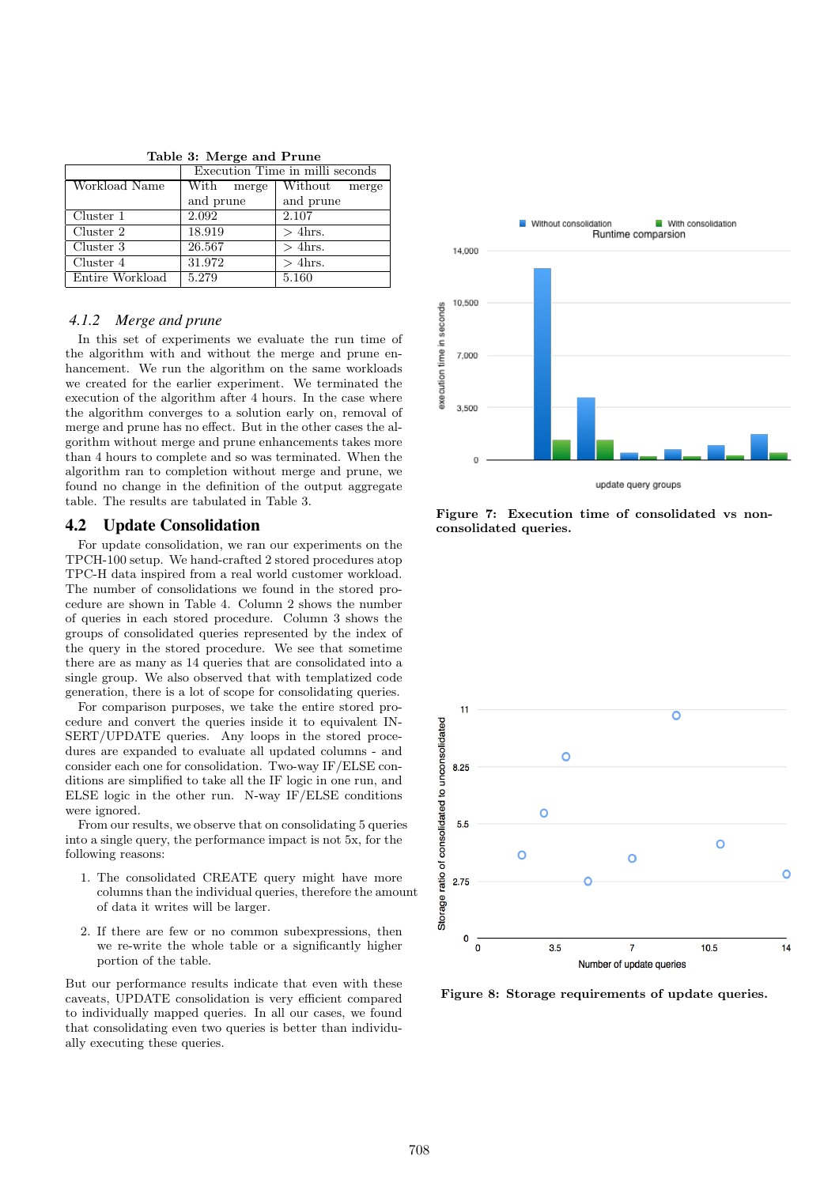Table 3: Merge and Prune

| | Execution Time in milli seconds | |
|---|---|---|
| Workload Name | With merge and prune | Without merge and prune |
| Cluster 1 | 2.092 | 2.107 |
| Cluster 2 | 18.919 | > 4hrs. |
| Cluster 3 | 26.567 | > 4hrs. |
| Cluster 4 | 31.972 | > 4hrs. |
| Entire Workload | 5.279 | 5.160 |

#### 4.1.2 *Merge and prune*

In this set of experiments we evaluate the run time of the algorithm with and without the merge and prune enhancement. We run the algorithm on the same workloads we created for the earlier experiment. We terminated the execution of the algorithm after 4 hours. In the case where the algorithm converges to a solution early on, removal of merge and prune has no effect. But in the other cases the algorithm without merge and prune enhancements takes more than 4 hours to complete and so was terminated. When the algorithm ran to completion without merge and prune, we found no change in the definition of the output aggregate table. The results are tabulated in Table 3.

### 4.2 Update Consolidation

For update consolidation, we ran our experiments on the TPCH-100 setup. We hand-crafted 2 stored procedures atop TPC-H data inspired from a real world customer workload. The number of consolidations we found in the stored procedure are shown in Table 4. Column 2 shows the number of queries in each stored procedure. Column 3 shows the groups of consolidated queries represented by the index of the query in the stored procedure. We see that sometime there are as many as 14 queries that are consolidated into a single group. We also observed that with templatized code generation, there is a lot of scope for consolidating queries.

For comparison purposes, we take the entire stored procedure and convert the queries inside it to equivalent INSERT/UPDATE queries. Any loops in the stored procedures are expanded to evaluate all updated columns - and consider each one for consolidation. Two-way IF/ELSE conditions are simplified to take all the IF logic in one run, and ELSE logic in the other run. N-way IF/ELSE conditions were ignored.

From our results, we observe that on consolidating 5 queries into a single query, the performance impact is not 5x, for the following reasons:

1. The consolidated CREATE query might have more columns than the individual queries, therefore the amount of data it writes will be larger.
2. If there are few or no common subexpressions, then we re-write the whole table or a significantly higher portion of the table.

But our performance results indicate that even with these caveats, UPDATE consolidation is very efficient compared to individually mapped queries. In all our cases, we found that consolidating even two queries is better than individually executing these queries.

**Figure 7: Execution time of consolidated vs non-consolidated queries.**

**Figure 8: Storage requirements of update queries.**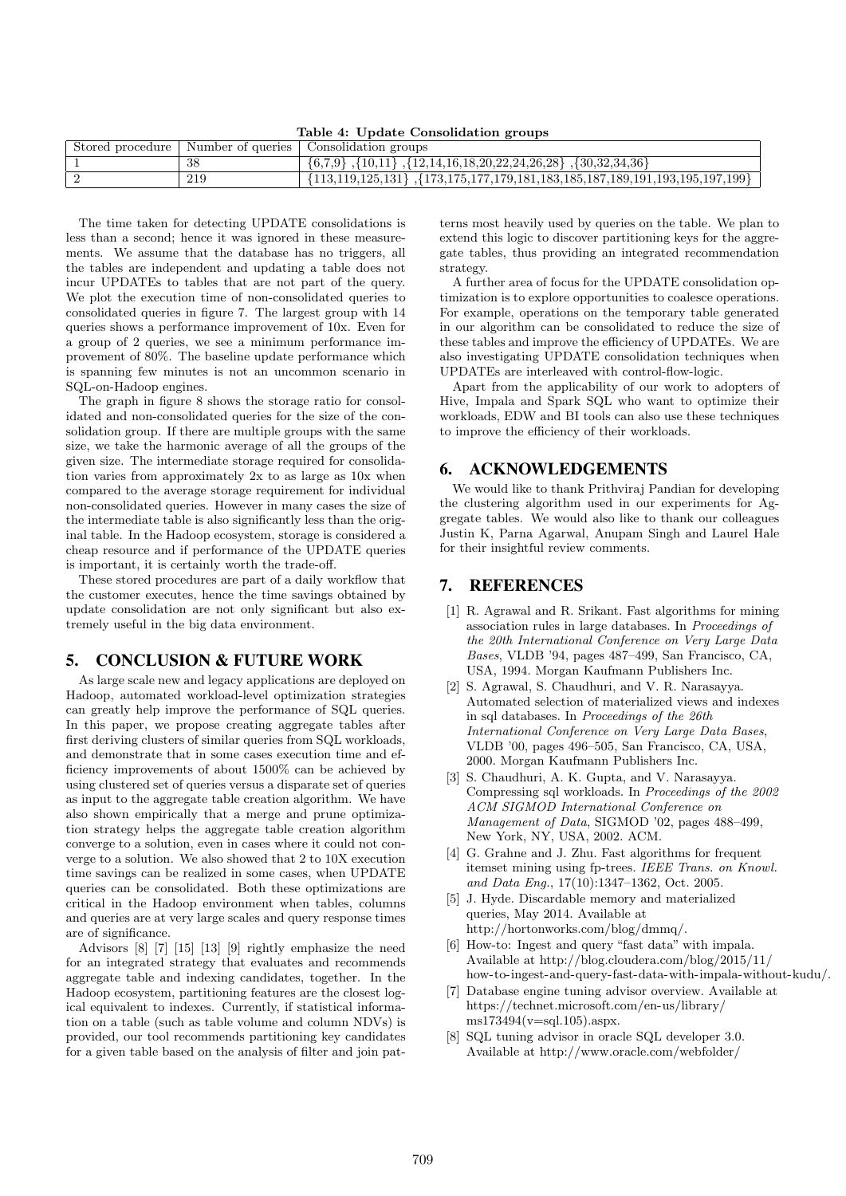**Table 4: Update Consolidation groups**

| Stored procedure | Number of queries | Consolidation groups |
|---|---|---|
| 1 | 38 | {6,7,9} ,{10,11} ,{12,14,16,18,20,22,24,26,28} ,{30,32,34,36} |
| 2 | 219 | {113,119,125,131} ,{173,175,177,179,181,183,185,187,189,191,193,195,197,199} |

The time taken for detecting UPDATE consolidations is less than a second; hence it was ignored in these measurements. We assume that the database has no triggers, all the tables are independent and updating a table does not incur UPDATEs to tables that are not part of the query. We plot the execution time of non-consolidated queries to consolidated queries in figure 7. The largest group with 14 queries shows a performance improvement of 10x. Even for a group of 2 queries, we see a minimum performance improvement of 80%. The baseline update performance which is spanning few minutes is not an uncommon scenario in SQL-on-Hadoop engines.

The graph in figure 8 shows the storage ratio for consolidated and non-consolidated queries for the size of the consolidation group. If there are multiple groups with the same size, we take the harmonic average of all the groups of the given size. The intermediate storage required for consolidation varies from approximately 2x to as large as 10x when compared to the average storage requirement for individual non-consolidated queries. However in many cases the size of the intermediate table is also significantly less than the original table. In the Hadoop ecosystem, storage is considered a cheap resource and if performance of the UPDATE queries is important, it is certainly worth the trade-off.

These stored procedures are part of a daily workflow that the customer executes, hence the time savings obtained by update consolidation are not only significant but also extremely useful in the big data environment.

## 5. CONCLUSION & FUTURE WORK

As large scale new and legacy applications are deployed on Hadoop, automated workload-level optimization strategies can greatly help improve the performance of SQL queries. In this paper, we propose creating aggregate tables after first deriving clusters of similar queries from SQL workloads, and demonstrate that in some cases execution time and efficiency improvements of about 1500% can be achieved by using clustered set of queries versus a disparate set of queries as input to the aggregate table creation algorithm. We have also shown empirically that a merge and prune optimization strategy helps the aggregate table creation algorithm converge to a solution, even in cases where it could not converge to a solution. We also showed that 2 to 10X execution time savings can be realized in some cases, when UPDATE queries can be consolidated. Both these optimizations are critical in the Hadoop environment when tables, columns and queries are at very large scales and query response times are of significance.

Advisors [8] [7] [15] [13] [9] rightly emphasize the need for an integrated strategy that evaluates and recommends aggregate table and indexing candidates, together. In the Hadoop ecosystem, partitioning features are the closest logical equivalent to indexes. Currently, if statistical information on a table (such as table volume and column NDVs) is provided, our tool recommends partitioning key candidates for a given table based on the analysis of filter and join patterns most heavily used by queries on the table. We plan to extend this logic to discover partitioning keys for the aggregate tables, thus providing an integrated recommendation strategy.

A further area of focus for the UPDATE consolidation optimization is to explore opportunities to coalesce operations. For example, operations on the temporary table generated in our algorithm can be consolidated to reduce the size of these tables and improve the efficiency of UPDATEs. We are also investigating UPDATE consolidation techniques when UPDATEs are interleaved with control-flow-logic.

Apart from the applicability of our work to adopters of Hive, Impala and Spark SQL who want to optimize their workloads, EDW and BI tools can also use these techniques to improve the efficiency of their workloads.

## 6. ACKNOWLEDGEMENTS

We would like to thank Prithviraj Pandian for developing the clustering algorithm used in our experiments for Aggregate tables. We would also like to thank our colleagues Justin K, Parna Agarwal, Anupam Singh and Laurel Hale for their insightful review comments.

## 7. REFERENCES

[1] R. Agrawal and R. Srikant. Fast algorithms for mining association rules in large databases. In *Proceedings of the 20th International Conference on Very Large Data Bases*, VLDB '94, pages 487–499, San Francisco, CA, USA, 1994. Morgan Kaufmann Publishers Inc.

[2] S. Agrawal, S. Chaudhuri, and V. R. Narasayya. Automated selection of materialized views and indexes in sql databases. In *Proceedings of the 26th International Conference on Very Large Data Bases*, VLDB '00, pages 496–505, San Francisco, CA, USA, 2000. Morgan Kaufmann Publishers Inc.

[3] S. Chaudhuri, A. K. Gupta, and V. Narasayya. Compressing sql workloads. In *Proceedings of the 2002 ACM SIGMOD International Conference on Management of Data*, SIGMOD '02, pages 488–499, New York, NY, USA, 2002. ACM.

[4] G. Grahne and J. Zhu. Fast algorithms for frequent itemset mining using fp-trees. *IEEE Trans. on Knowl. and Data Eng.*, 17(10):1347–1362, Oct. 2005.

[5] J. Hyde. Discardable memory and materialized queries, May 2014. Available at http://hortonworks.com/blog/dmmq/.

[6] How-to: Ingest and query "fast data" with impala. Available at http://blog.cloudera.com/blog/2015/11/how-to-ingest-and-query-fast-data-with-impala-without-kudu/.

[7] Database engine tuning advisor overview. Available at https://technet.microsoft.com/en-us/library/ms173494(v=sql.105).aspx.

[8] SQL tuning advisor in oracle SQL developer 3.0. Available at http://www.oracle.com/webfolder/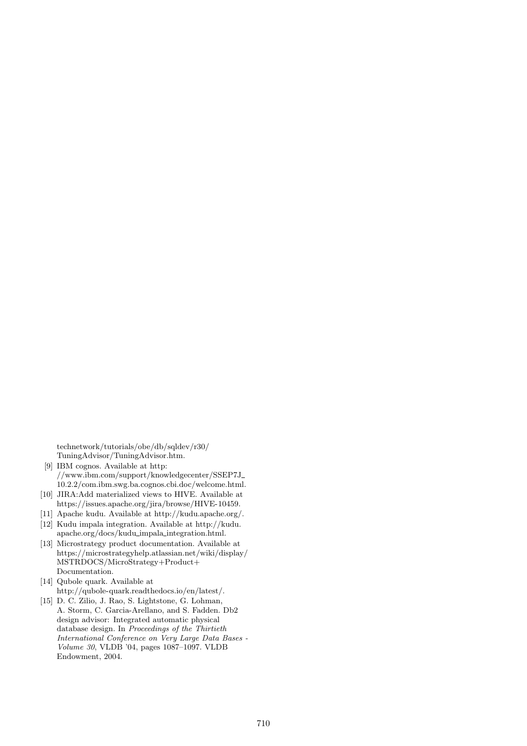technetwork/tutorials/obe/db/sqldev/r30/TuningAdvisor/TuningAdvisor.htm.

[9] IBM cognos. Available at http://www.ibm.com/support/knowledgecenter/SSEP7J_10.2.2/com.ibm.swg.ba.cognos.cbi.doc/welcome.html.

[10] JIRA:Add materialized views to HIVE. Available at https://issues.apache.org/jira/browse/HIVE-10459.

[11] Apache kudu. Available at http://kudu.apache.org/.

[12] Kudu impala integration. Available at http://kudu.apache.org/docs/kudu_impala_integration.html.

[13] Microstrategy product documentation. Available at https://microstrategyhelp.atlassian.net/wiki/display/MSTRDOCS/MicroStrategy+Product+Documentation.

[14] Qubole quark. Available at http://qubole-quark.readthedocs.io/en/latest/.

[15] D. C. Zilio, J. Rao, S. Lightstone, G. Lohman, A. Storm, C. Garcia-Arellano, and S. Fadden. Db2 design advisor: Integrated automatic physical database design. In *Proceedings of the Thirtieth International Conference on Very Large Data Bases - Volume 30*, VLDB '04, pages 1087–1097. VLDB Endowment, 2004.